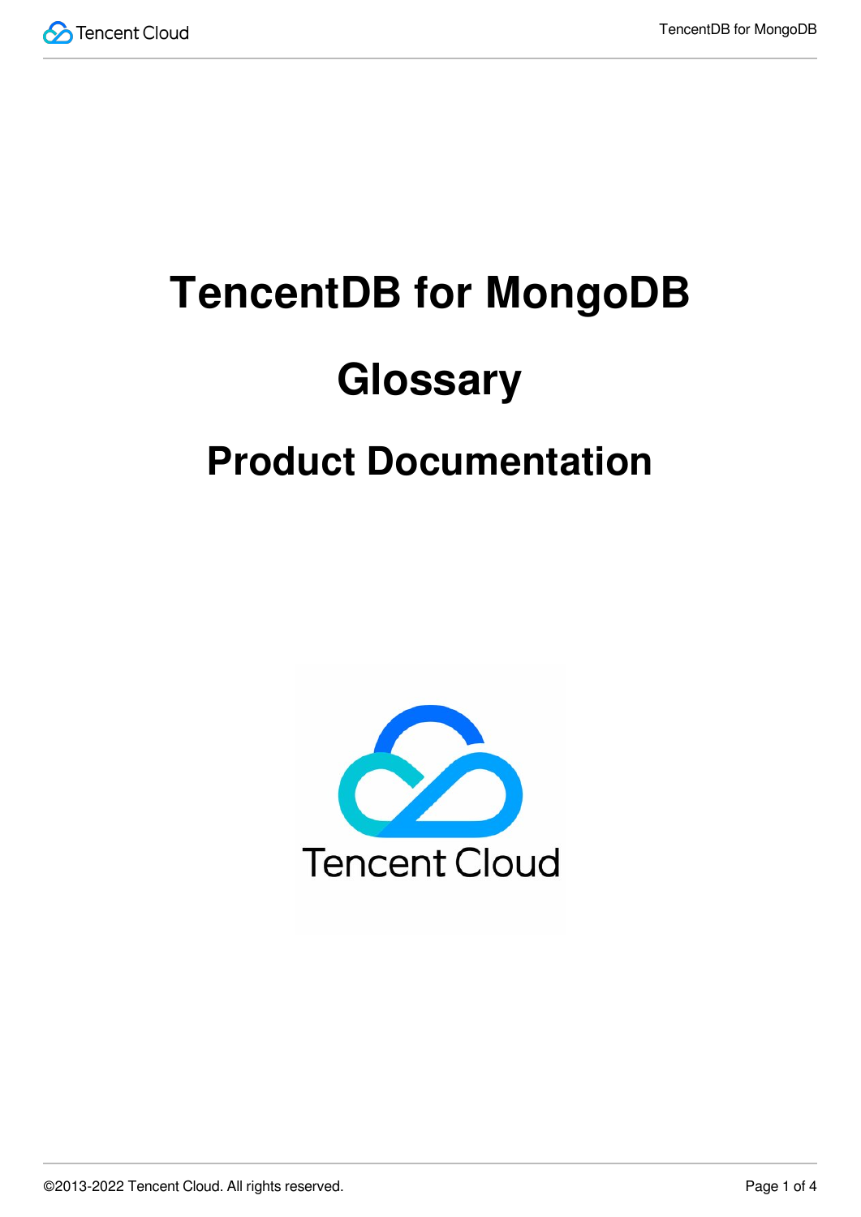# TencentDB for MongoDB

# Glossary

## Product Documentation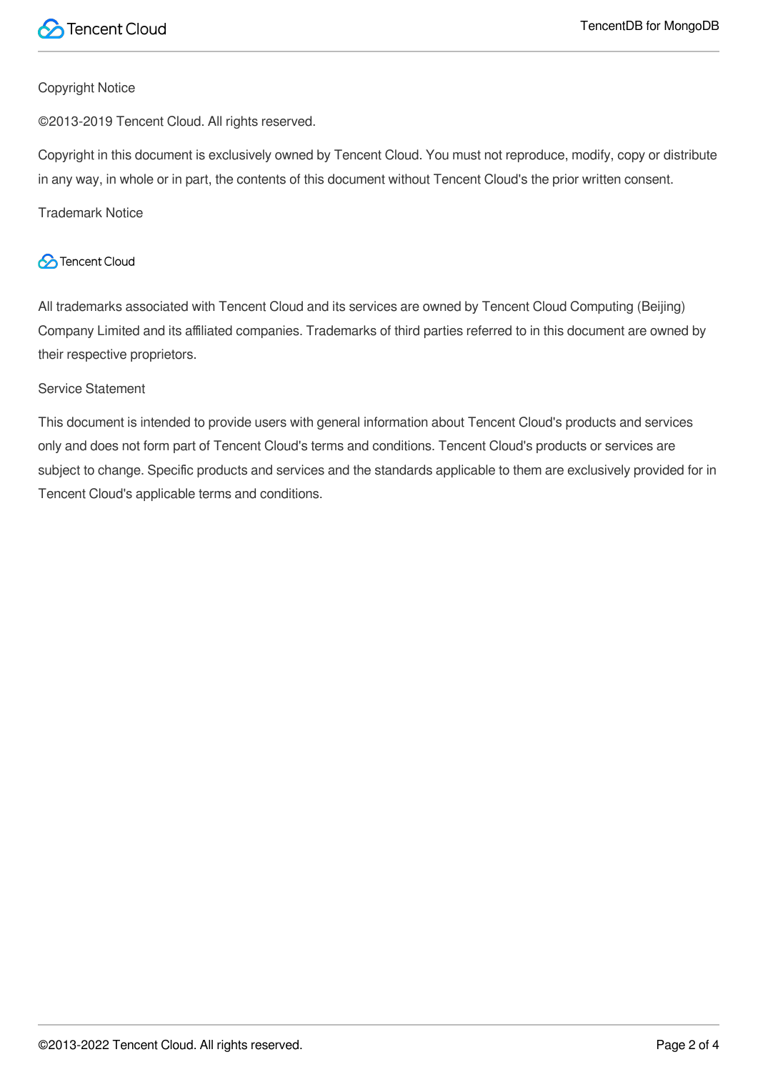Copyright Notice

©2013-2019 Tencent Cloud. All rights reserved.

Copyright in this document is exclusively owned by Tencent Cloud. You must not reproduce, modify, copy or distribute in any way, in whole or in part, the contents of this document without Tencent Cloud's the prior written consent.

Trademark Notice

Tencent Cloud

All trademarks associated with Tencent Cloud and its services are owned by Tencent Cloud Computing (Beijing) Company Limited and its affiliated companies. Trademarks of third parties referred to in this document are owned by their respective proprietors.

Service Statement

This document is intended to provide users with general information about Tencent Cloud's products and services only and does not form part of Tencent Cloud's terms and conditions. Tencent Cloud's products or services are subject to change. Specific products and services and the standards applicable to them are exclusively provided for in Tencent Cloud's applicable terms and conditions.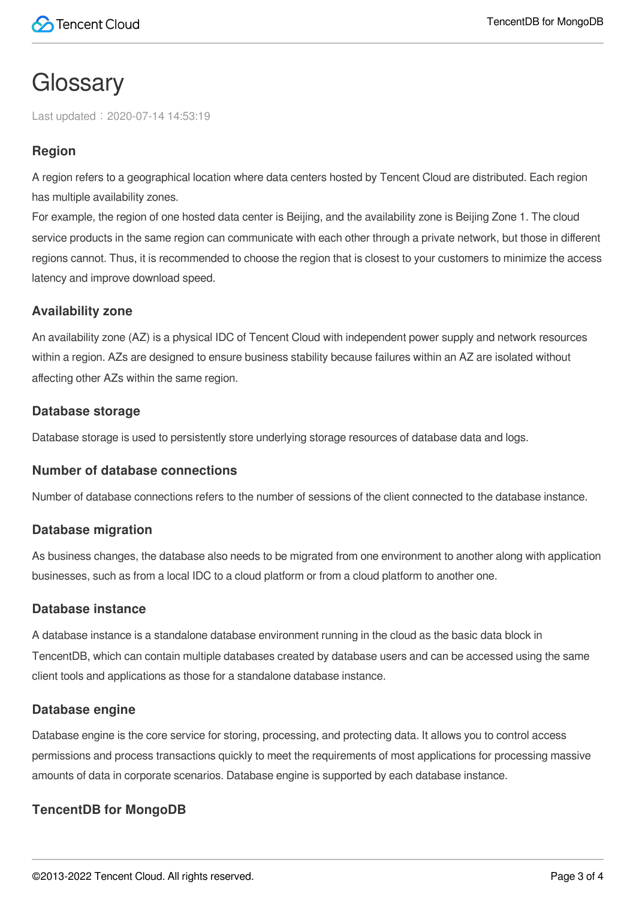# Glossary

Last updated：2020-07-14 14:53:19

### Region

A region refers to a geographical location where data centers hosted by Tencent Cloud are distributed. Each region has multiple availability zones.
For example, the region of one hosted data center is Beijing, and the availability zone is Beijing Zone 1. The cloud service products in the same region can communicate with each other through a private network, but those in different regions cannot. Thus, it is recommended to choose the region that is closest to your customers to minimize the access latency and improve download speed.

### Availability zone

An availability zone (AZ) is a physical IDC of Tencent Cloud with independent power supply and network resources within a region. AZs are designed to ensure business stability because failures within an AZ are isolated without affecting other AZs within the same region.

### Database storage

Database storage is used to persistently store underlying storage resources of database data and logs.

### Number of database connections

Number of database connections refers to the number of sessions of the client connected to the database instance.

### Database migration

As business changes, the database also needs to be migrated from one environment to another along with application businesses, such as from a local IDC to a cloud platform or from a cloud platform to another one.

### Database instance

A database instance is a standalone database environment running in the cloud as the basic data block in TencentDB, which can contain multiple databases created by database users and can be accessed using the same client tools and applications as those for a standalone database instance.

### Database engine

Database engine is the core service for storing, processing, and protecting data. It allows you to control access permissions and process transactions quickly to meet the requirements of most applications for processing massive amounts of data in corporate scenarios. Database engine is supported by each database instance.

### TencentDB for MongoDB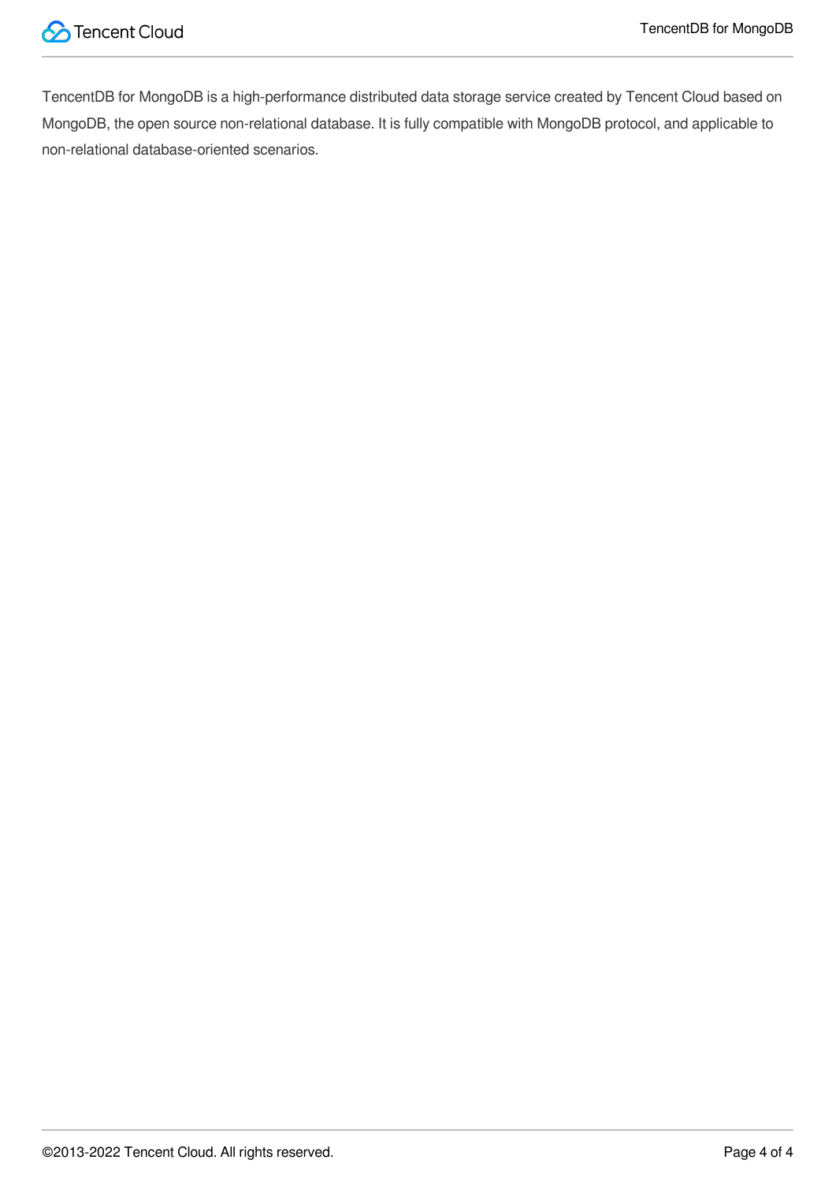TencentDB for MongoDB is a high-performance distributed data storage service created by Tencent Cloud based on MongoDB, the open source non-relational database. It is fully compatible with MongoDB protocol, and applicable to non-relational database-oriented scenarios.